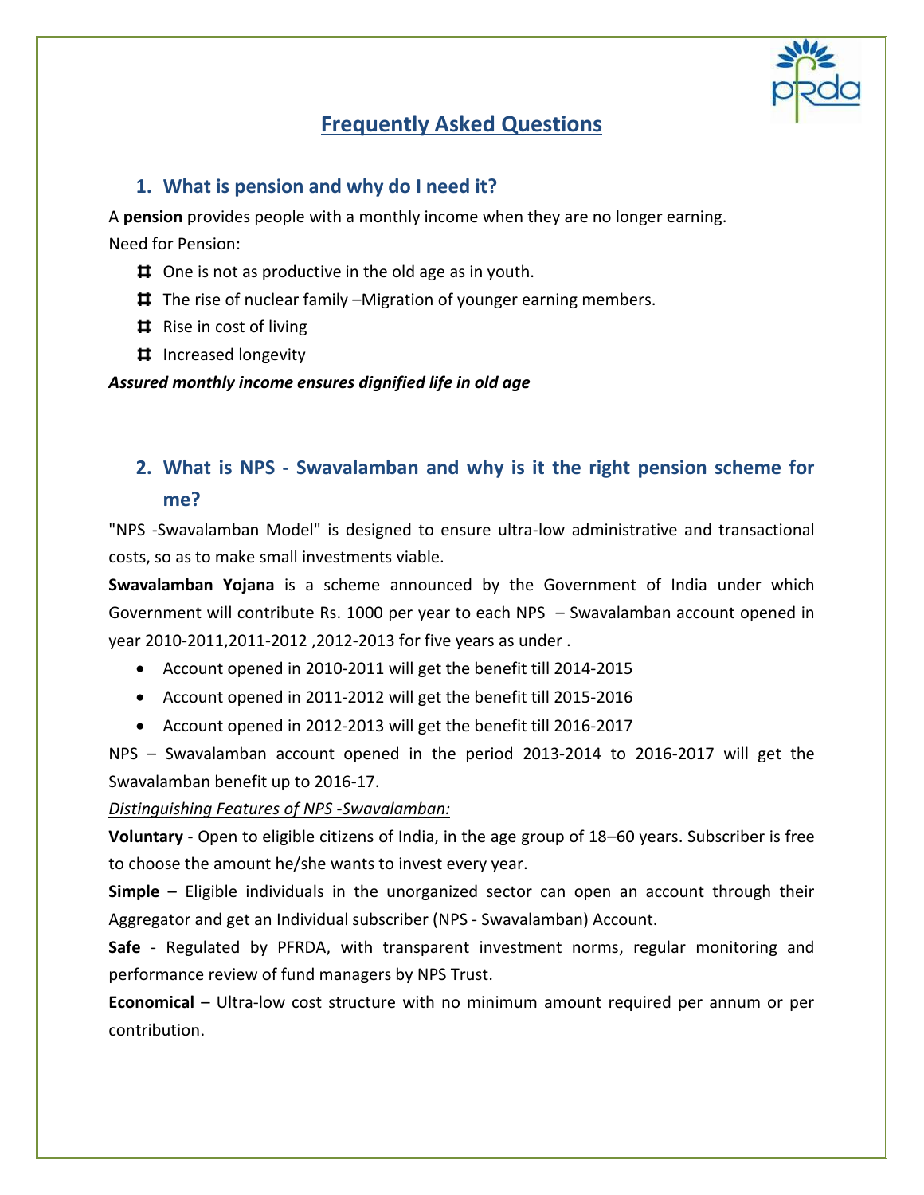# Frequently Asked Questions

## 1. What is pension and why do I need it?

A **pension** provides people with a monthly income when they are no longer earning.
Need for Pension:

- One is not as productive in the old age as in youth.
- The rise of nuclear family –Migration of younger earning members.
- Rise in cost of living
- Increased longevity

***Assured monthly income ensures dignified life in old age***

## 2. What is NPS - Swavalamban and why is it the right pension scheme for me?

"NPS -Swavalamban Model" is designed to ensure ultra-low administrative and transactional costs, so as to make small investments viable.

**Swavalamban Yojana** is a scheme announced by the Government of India under which Government will contribute Rs. 1000 per year to each NPS – Swavalamban account opened in year 2010-2011,2011-2012 ,2012-2013 for five years as under .

- Account opened in 2010-2011 will get the benefit till 2014-2015
- Account opened in 2011-2012 will get the benefit till 2015-2016
- Account opened in 2012-2013 will get the benefit till 2016-2017

NPS – Swavalamban account opened in the period 2013-2014 to 2016-2017 will get the Swavalamban benefit up to 2016-17.

*Distinguishing Features of NPS -Swavalamban:*

**Voluntary** - Open to eligible citizens of India, in the age group of 18–60 years. Subscriber is free to choose the amount he/she wants to invest every year.

**Simple** – Eligible individuals in the unorganized sector can open an account through their Aggregator and get an Individual subscriber (NPS - Swavalamban) Account.

**Safe** - Regulated by PFRDA, with transparent investment norms, regular monitoring and performance review of fund managers by NPS Trust.

**Economical** – Ultra-low cost structure with no minimum amount required per annum or per contribution.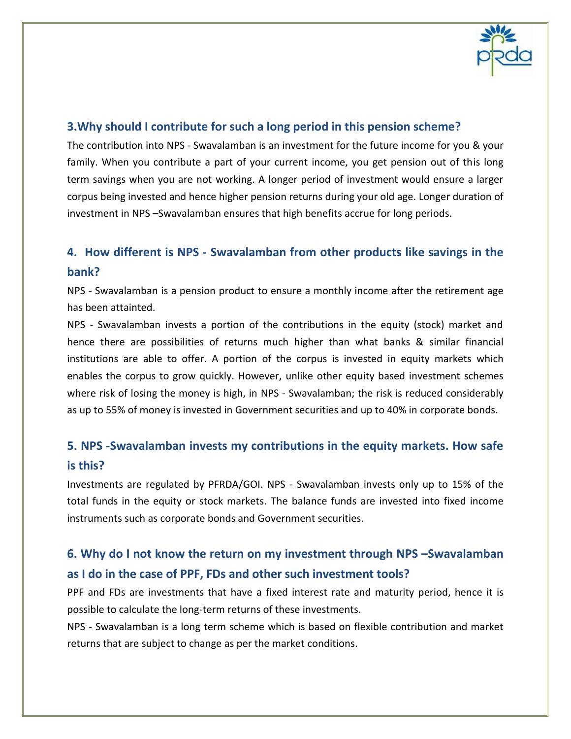### 3.Why should I contribute for such a long period in this pension scheme?

The contribution into NPS - Swavalamban is an investment for the future income for you & your family. When you contribute a part of your current income, you get pension out of this long term savings when you are not working. A longer period of investment would ensure a larger corpus being invested and hence higher pension returns during your old age. Longer duration of investment in NPS –Swavalamban ensures that high benefits accrue for long periods.

### 4. How different is NPS - Swavalamban from other products like savings in the bank?

NPS - Swavalamban is a pension product to ensure a monthly income after the retirement age has been attainted.

NPS - Swavalamban invests a portion of the contributions in the equity (stock) market and hence there are possibilities of returns much higher than what banks & similar financial institutions are able to offer. A portion of the corpus is invested in equity markets which enables the corpus to grow quickly. However, unlike other equity based investment schemes where risk of losing the money is high, in NPS - Swavalamban; the risk is reduced considerably as up to 55% of money is invested in Government securities and up to 40% in corporate bonds.

### 5. NPS -Swavalamban invests my contributions in the equity markets. How safe is this?

Investments are regulated by PFRDA/GOI. NPS - Swavalamban invests only up to 15% of the total funds in the equity or stock markets. The balance funds are invested into fixed income instruments such as corporate bonds and Government securities.

### 6. Why do I not know the return on my investment through NPS –Swavalamban as I do in the case of PPF, FDs and other such investment tools?

PPF and FDs are investments that have a fixed interest rate and maturity period, hence it is possible to calculate the long-term returns of these investments.

NPS - Swavalamban is a long term scheme which is based on flexible contribution and market returns that are subject to change as per the market conditions.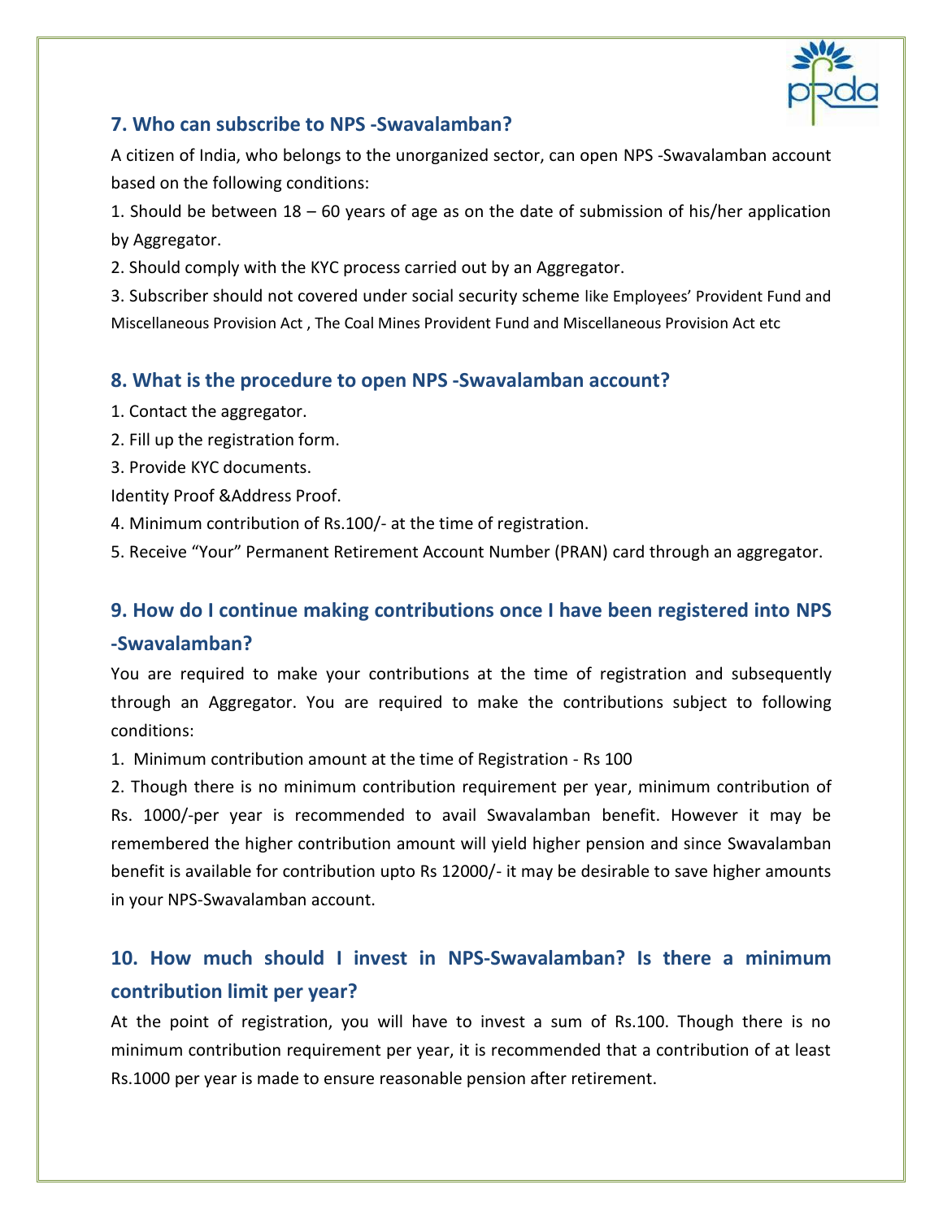## 7. Who can subscribe to NPS -Swavalamban?

A citizen of India, who belongs to the unorganized sector, can open NPS -Swavalamban account based on the following conditions:

1. Should be between 18 – 60 years of age as on the date of submission of his/her application by Aggregator.
2. Should comply with the KYC process carried out by an Aggregator.
3. Subscriber should not covered under social security scheme like Employees' Provident Fund and Miscellaneous Provision Act , The Coal Mines Provident Fund and Miscellaneous Provision Act etc

## 8. What is the procedure to open NPS -Swavalamban account?

1. Contact the aggregator.
2. Fill up the registration form.
3. Provide KYC documents.

Identity Proof &Address Proof.

4. Minimum contribution of Rs.100/- at the time of registration.
5. Receive "Your" Permanent Retirement Account Number (PRAN) card through an aggregator.

## 9. How do I continue making contributions once I have been registered into NPS -Swavalamban?

You are required to make your contributions at the time of registration and subsequently through an Aggregator. You are required to make the contributions subject to following conditions:

1. Minimum contribution amount at the time of Registration - Rs 100
2. Though there is no minimum contribution requirement per year, minimum contribution of Rs. 1000/-per year is recommended to avail Swavalamban benefit. However it may be remembered the higher contribution amount will yield higher pension and since Swavalamban benefit is available for contribution upto Rs 12000/- it may be desirable to save higher amounts in your NPS-Swavalamban account.

## 10. How much should I invest in NPS-Swavalamban? Is there a minimum contribution limit per year?

At the point of registration, you will have to invest a sum of Rs.100. Though there is no minimum contribution requirement per year, it is recommended that a contribution of at least Rs.1000 per year is made to ensure reasonable pension after retirement.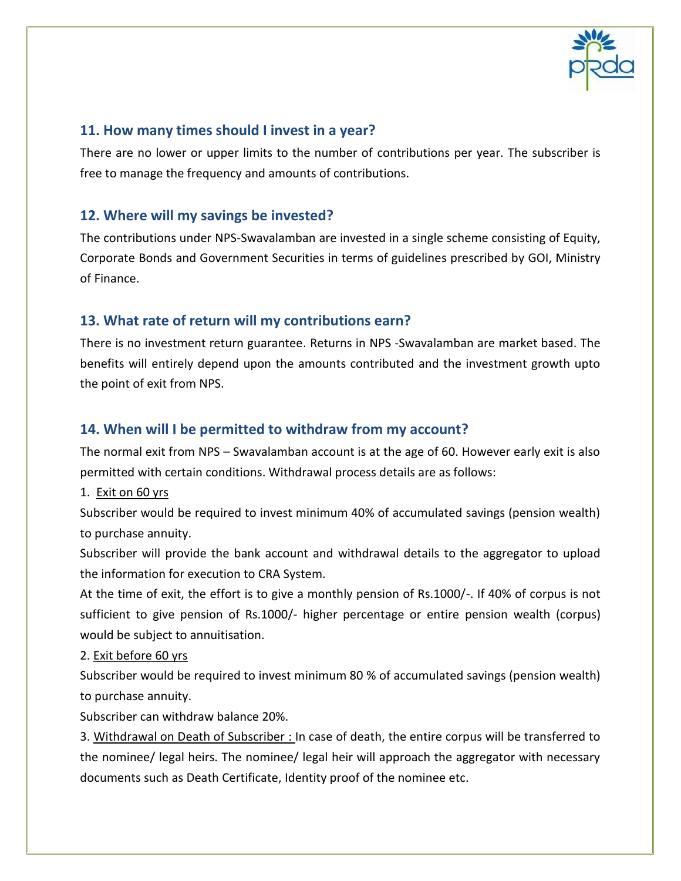## 11. How many times should I invest in a year?

There are no lower or upper limits to the number of contributions per year. The subscriber is free to manage the frequency and amounts of contributions.

## 12. Where will my savings be invested?

The contributions under NPS-Swavalamban are invested in a single scheme consisting of Equity, Corporate Bonds and Government Securities in terms of guidelines prescribed by GOI, Ministry of Finance.

## 13. What rate of return will my contributions earn?

There is no investment return guarantee. Returns in NPS -Swavalamban are market based. The benefits will entirely depend upon the amounts contributed and the investment growth upto the point of exit from NPS.

## 14. When will I be permitted to withdraw from my account?

The normal exit from NPS – Swavalamban account is at the age of 60. However early exit is also permitted with certain conditions. Withdrawal process details are as follows:

1. Exit on 60 yrs

Subscriber would be required to invest minimum 40% of accumulated savings (pension wealth) to purchase annuity.

Subscriber will provide the bank account and withdrawal details to the aggregator to upload the information for execution to CRA System.

At the time of exit, the effort is to give a monthly pension of Rs.1000/-. If 40% of corpus is not sufficient to give pension of Rs.1000/- higher percentage or entire pension wealth (corpus) would be subject to annuitisation.

2. Exit before 60 yrs

Subscriber would be required to invest minimum 80 % of accumulated savings (pension wealth) to purchase annuity.

Subscriber can withdraw balance 20%.

3. Withdrawal on Death of Subscriber : In case of death, the entire corpus will be transferred to the nominee/ legal heirs. The nominee/ legal heir will approach the aggregator with necessary documents such as Death Certificate, Identity proof of the nominee etc.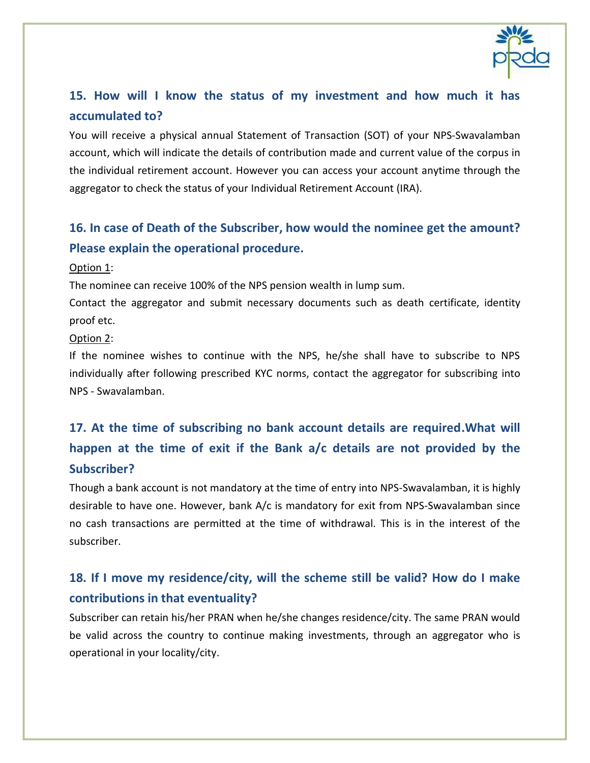### 15. How will I know the status of my investment and how much it has accumulated to?

You will receive a physical annual Statement of Transaction (SOT) of your NPS-Swavalamban account, which will indicate the details of contribution made and current value of the corpus in the individual retirement account. However you can access your account anytime through the aggregator to check the status of your Individual Retirement Account (IRA).

### 16. In case of Death of the Subscriber, how would the nominee get the amount? Please explain the operational procedure.

Option 1:

The nominee can receive 100% of the NPS pension wealth in lump sum.

Contact the aggregator and submit necessary documents such as death certificate, identity proof etc.

Option 2:

If the nominee wishes to continue with the NPS, he/she shall have to subscribe to NPS individually after following prescribed KYC norms, contact the aggregator for subscribing into NPS - Swavalamban.

### 17. At the time of subscribing no bank account details are required.What will happen at the time of exit if the Bank a/c details are not provided by the Subscriber?

Though a bank account is not mandatory at the time of entry into NPS-Swavalamban, it is highly desirable to have one. However, bank A/c is mandatory for exit from NPS-Swavalamban since no cash transactions are permitted at the time of withdrawal. This is in the interest of the subscriber.

### 18. If I move my residence/city, will the scheme still be valid? How do I make contributions in that eventuality?

Subscriber can retain his/her PRAN when he/she changes residence/city. The same PRAN would be valid across the country to continue making investments, through an aggregator who is operational in your locality/city.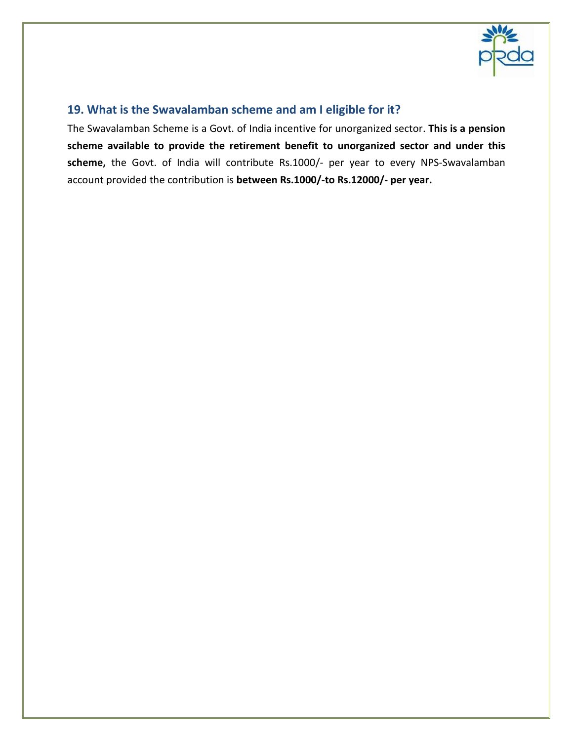## 19. What is the Swavalamban scheme and am I eligible for it?

The Swavalamban Scheme is a Govt. of India incentive for unorganized sector. **This is a pension scheme available to provide the retirement benefit to unorganized sector and under this scheme,** the Govt. of India will contribute Rs.1000/- per year to every NPS-Swavalamban account provided the contribution is **between Rs.1000/-to Rs.12000/- per year.**